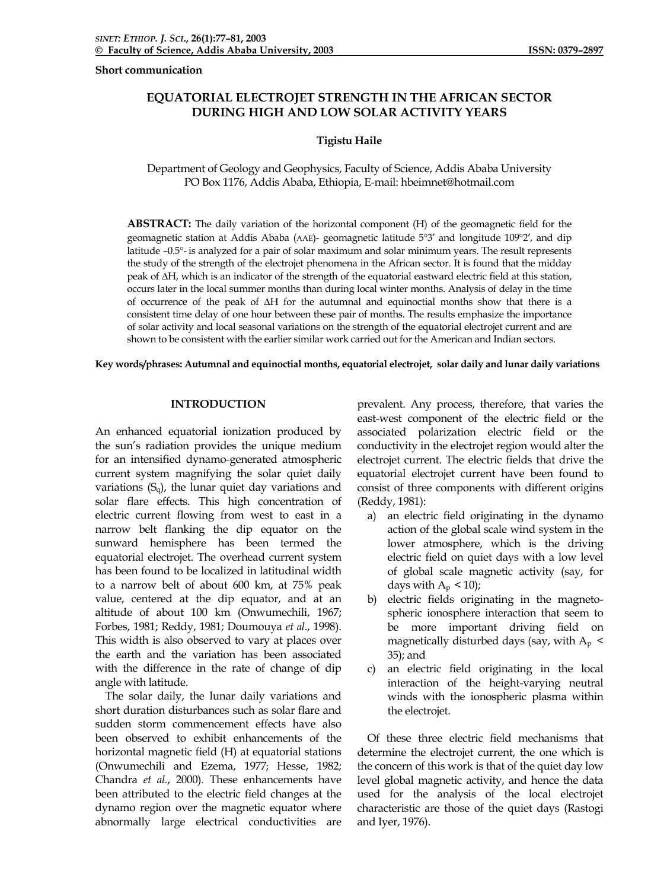**Short communication**

# EQUATORIAL ELECTROJET STRENGTH IN THE AFRICAN SECTOR DURING HIGH AND LOW SOLAR ACTIVITY YEARS

**Tigistu Haile**

Department of Geology and Geophysics, Faculty of Science, Addis Ababa University
PO Box 1176, Addis Ababa, Ethiopia, E-mail: hbeimnet@hotmail.com

**ABSTRACT:** The daily variation of the horizontal component (H) of the geomagnetic field for the geomagnetic station at Addis Ababa (AAE)- geomagnetic latitude 5°3′ and longitude 109°2′, and dip latitude –0.5°- is analyzed for a pair of solar maximum and solar minimum years. The result represents the study of the strength of the electrojet phenomena in the African sector. It is found that the midday peak of ΔH, which is an indicator of the strength of the equatorial eastward electric field at this station, occurs later in the local summer months than during local winter months. Analysis of delay in the time of occurrence of the peak of ΔH for the autumnal and equinoctial months show that there is a consistent time delay of one hour between these pair of months. The results emphasize the importance of solar activity and local seasonal variations on the strength of the equatorial electrojet current and are shown to be consistent with the earlier similar work carried out for the American and Indian sectors.

**Key words/phrases: Autumnal and equinoctial months, equatorial electrojet, solar daily and lunar daily variations**

## INTRODUCTION

An enhanced equatorial ionization produced by the sun's radiation provides the unique medium for an intensified dynamo-generated atmospheric current system magnifying the solar quiet daily variations ($S_q$), the lunar quiet day variations and solar flare effects. This high concentration of electric current flowing from west to east in a narrow belt flanking the dip equator on the sunward hemisphere has been termed the equatorial electrojet. The overhead current system has been found to be localized in latitudinal width to a narrow belt of about 600 km, at 75% peak value, centered at the dip equator, and at an altitude of about 100 km (Onwumechili, 1967; Forbes, 1981; Reddy, 1981; Doumouya *et al*., 1998). This width is also observed to vary at places over the earth and the variation has been associated with the difference in the rate of change of dip angle with latitude.

The solar daily, the lunar daily variations and short duration disturbances such as solar flare and sudden storm commencement effects have also been observed to exhibit enhancements of the horizontal magnetic field (H) at equatorial stations (Onwumechili and Ezema, 1977; Hesse, 1982; Chandra *et al.*, 2000). These enhancements have been attributed to the electric field changes at the dynamo region over the magnetic equator where abnormally large electrical conductivities are prevalent. Any process, therefore, that varies the east-west component of the electric field or the associated polarization electric field or the conductivity in the electrojet region would alter the electrojet current. The electric fields that drive the equatorial electrojet current have been found to consist of three components with different origins (Reddy, 1981):

a) an electric field originating in the dynamo action of the global scale wind system in the lower atmosphere, which is the driving electric field on quiet days with a low level of global scale magnetic activity (say, for days with $A_p < 10$);
b) electric fields originating in the magneto-spheric ionosphere interaction that seem to be more important driving field on magnetically disturbed days (say, with $A_p < 35$); and
c) an electric field originating in the local interaction of the height-varying neutral winds with the ionospheric plasma within the electrojet.

Of these three electric field mechanisms that determine the electrojet current, the one which is the concern of this work is that of the quiet day low level global magnetic activity, and hence the data used for the analysis of the local electrojet characteristic are those of the quiet days (Rastogi and Iyer, 1976).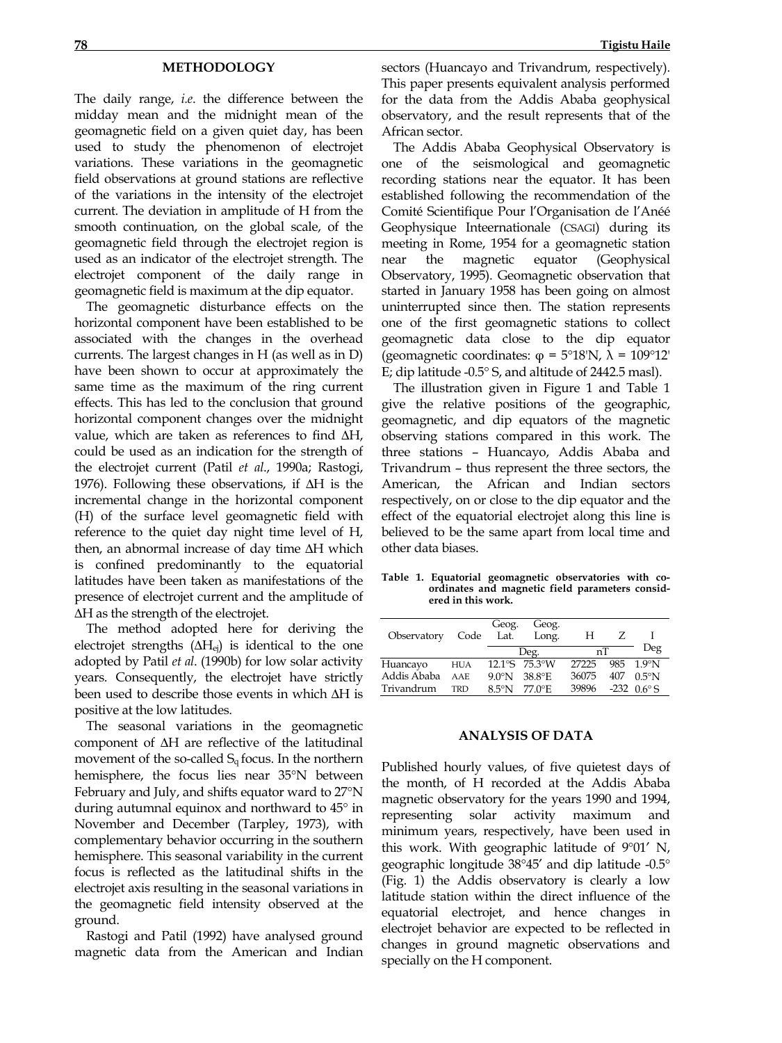## METHODOLOGY

The daily range, *i.e.* the difference between the midday mean and the midnight mean of the geomagnetic field on a given quiet day, has been used to study the phenomenon of electrojet variations. These variations in the geomagnetic field observations at ground stations are reflective of the variations in the intensity of the electrojet current. The deviation in amplitude of H from the smooth continuation, on the global scale, of the geomagnetic field through the electrojet region is used as an indicator of the electrojet strength. The electrojet component of the daily range in geomagnetic field is maximum at the dip equator.

The geomagnetic disturbance effects on the horizontal component have been established to be associated with the changes in the overhead currents. The largest changes in H (as well as in D) have been shown to occur at approximately the same time as the maximum of the ring current effects. This has led to the conclusion that ground horizontal component changes over the midnight value, which are taken as references to find ΔH, could be used as an indication for the strength of the electrojet current (Patil *et al*., 1990a; Rastogi, 1976). Following these observations, if ΔH is the incremental change in the horizontal component (H) of the surface level geomagnetic field with reference to the quiet day night time level of H, then, an abnormal increase of day time ΔH which is confined predominantly to the equatorial latitudes have been taken as manifestations of the presence of electrojet current and the amplitude of ΔH as the strength of the electrojet.

The method adopted here for deriving the electrojet strengths ($\Delta H_{ej}$) is identical to the one adopted by Patil *et al*. (1990b) for low solar activity years. Consequently, the electrojet have strictly been used to describe those events in which ΔH is positive at the low latitudes.

The seasonal variations in the geomagnetic component of ΔH are reflective of the latitudinal movement of the so-called $S_q$ focus. In the northern hemisphere, the focus lies near 35°N between February and July, and shifts equator ward to 27°N during autumnal equinox and northward to 45° in November and December (Tarpley, 1973), with complementary behavior occurring in the southern hemisphere. This seasonal variability in the current focus is reflected as the latitudinal shifts in the electrojet axis resulting in the seasonal variations in the geomagnetic field intensity observed at the ground.

Rastogi and Patil (1992) have analysed ground magnetic data from the American and Indian sectors (Huancayo and Trivandrum, respectively). This paper presents equivalent analysis performed for the data from the Addis Ababa geophysical observatory, and the result represents that of the African sector.

The Addis Ababa Geophysical Observatory is one of the seismological and geomagnetic recording stations near the equator. It has been established following the recommendation of the Comité Scientifique Pour l'Organisation de l'Anéé Geophysique Inteernationale (CSAGI) during its meeting in Rome, 1954 for a geomagnetic station near the magnetic equator (Geophysical Observatory, 1995). Geomagnetic observation that started in January 1958 has been going on almost uninterrupted since then. The station represents one of the first geomagnetic stations to collect geomagnetic data close to the dip equator (geomagnetic coordinates: φ = 5°18'N, λ = 109°12' E; dip latitude -0.5° S, and altitude of 2442.5 masl).

The illustration given in Figure 1 and Table 1 give the relative positions of the geographic, geomagnetic, and dip equators of the magnetic observing stations compared in this work. The three stations – Huancayo, Addis Ababa and Trivandrum – thus represent the three sectors, the American, the African and Indian sectors respectively, on or close to the dip equator and the effect of the equatorial electrojet along this line is believed to be the same apart from local time and other data biases.

**Table 1. Equatorial geomagnetic observatories with co-ordinates and magnetic field parameters considered in this work.**

| Observatory | Code | Geog. Lat. | Geog. Long. | H | Z | I |
|---|---|---|---|---|---|---|
| | | Deg. | | nT | | Deg |
| Huancayo | HUA | 12.1°S | 75.3°W | 27225 | 985 | 1.9°N |
| Addis Ababa | AAE | 9.0°N | 38.8°E | 36075 | 407 | 0.5°N |
| Trivandrum | TRD | 8.5°N | 77.0°E | 39896 | -232 | 0.6° S |

## ANALYSIS OF DATA

Published hourly values, of five quietest days of the month, of H recorded at the Addis Ababa magnetic observatory for the years 1990 and 1994, representing solar activity maximum and minimum years, respectively, have been used in this work. With geographic latitude of 9°01' N, geographic longitude 38°45' and dip latitude -0.5° (Fig. 1) the Addis observatory is clearly a low latitude station within the direct influence of the equatorial electrojet, and hence changes in electrojet behavior are expected to be reflected in changes in ground magnetic observations and specially on the H component.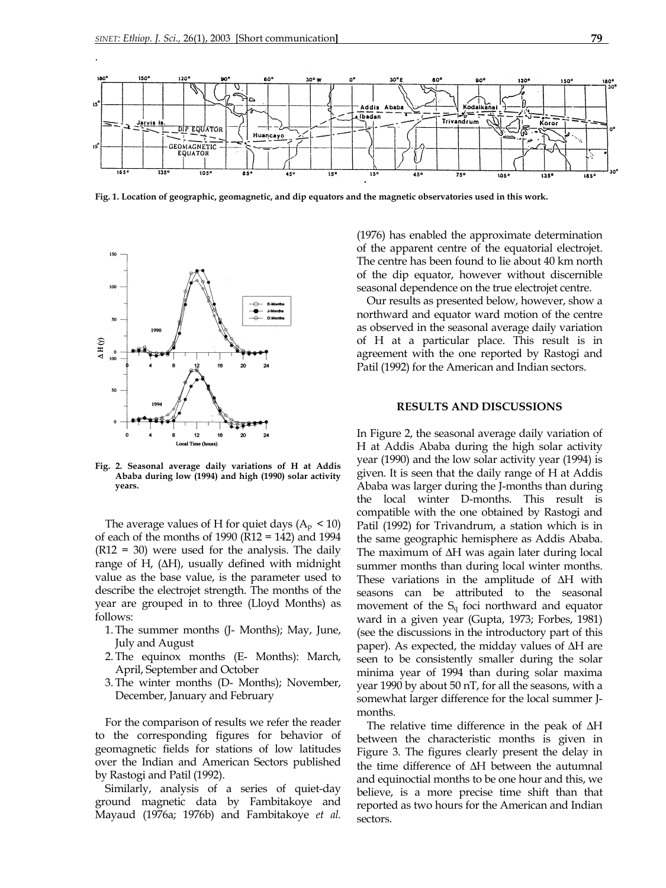Fig. 1. Location of geographic, geomagnetic, and dip equators and the magnetic observatories used in this work.

Fig. 2. Seasonal average daily variations of H at Addis Ababa during low (1994) and high (1990) solar activity years.

The average values of H for quiet days ($A_p$ < 10) of each of the months of 1990 (R12 = 142) and 1994 (R12 = 30) were used for the analysis. The daily range of H, (ΔH), usually defined with midnight value as the base value, is the parameter used to describe the electrojet strength. The months of the year are grouped in to three (Lloyd Months) as follows:

1. The summer months (J- Months); May, June, July and August
2. The equinox months (E- Months): March, April, September and October
3. The winter months (D- Months); November, December, January and February

For the comparison of results we refer the reader to the corresponding figures for behavior of geomagnetic fields for stations of low latitudes over the Indian and American Sectors published by Rastogi and Patil (1992).

Similarly, analysis of a series of quiet-day ground magnetic data by Fambitakoye and Mayaud (1976a; 1976b) and Fambitakoye *et al.* (1976) has enabled the approximate determination of the apparent centre of the equatorial electrojet. The centre has been found to lie about 40 km north of the dip equator, however without discernible seasonal dependence on the true electrojet centre.

Our results as presented below, however, show a northward and equator ward motion of the centre as observed in the seasonal average daily variation of H at a particular place. This result is in agreement with the one reported by Rastogi and Patil (1992) for the American and Indian sectors.

## RESULTS AND DISCUSSIONS

In Figure 2, the seasonal average daily variation of H at Addis Ababa during the high solar activity year (1990) and the low solar activity year (1994) is given. It is seen that the daily range of H at Addis Ababa was larger during the J-months than during the local winter D-months. This result is compatible with the one obtained by Rastogi and Patil (1992) for Trivandrum, a station which is in the same geographic hemisphere as Addis Ababa. The maximum of ΔH was again later during local summer months than during local winter months. These variations in the amplitude of ΔH with seasons can be attributed to the seasonal movement of the $S_q$ foci northward and equator ward in a given year (Gupta, 1973; Forbes, 1981) (see the discussions in the introductory part of this paper). As expected, the midday values of ΔH are seen to be consistently smaller during the solar minima year of 1994 than during solar maxima year 1990 by about 50 nT, for all the seasons, with a somewhat larger difference for the local summer J-months.

The relative time difference in the peak of ΔH between the characteristic months is given in Figure 3. The figures clearly present the delay in the time difference of ΔH between the autumnal and equinoctial months to be one hour and this, we believe, is a more precise time shift than that reported as two hours for the American and Indian sectors.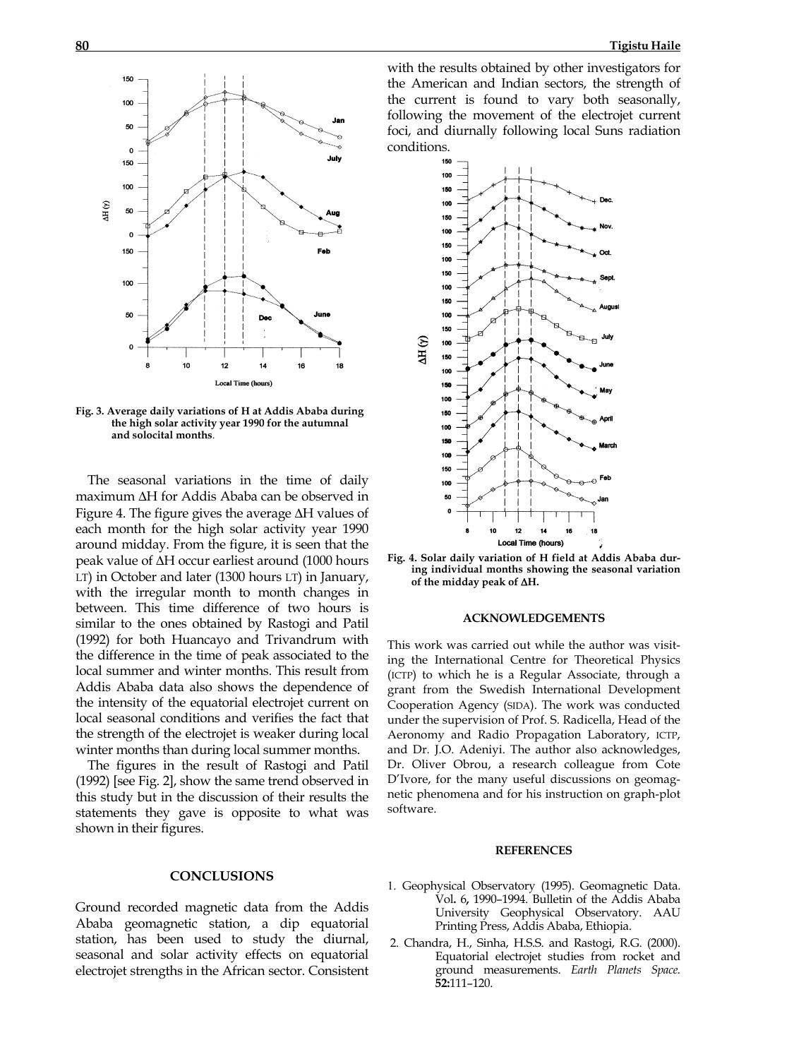Fig. 3. Average daily variations of H at Addis Ababa during the high solar activity year 1990 for the autumnal and solocital months.

The seasonal variations in the time of daily maximum ΔH for Addis Ababa can be observed in Figure 4. The figure gives the average ΔH values of each month for the high solar activity year 1990 around midday. From the figure, it is seen that the peak value of ΔH occur earliest around (1000 hours LT) in October and later (1300 hours LT) in January, with the irregular month to month changes in between. This time difference of two hours is similar to the ones obtained by Rastogi and Patil (1992) for both Huancayo and Trivandrum with the difference in the time of peak associated to the local summer and winter months. This result from Addis Ababa data also shows the dependence of the intensity of the equatorial electrojet current on local seasonal conditions and verifies the fact that the strength of the electrojet is weaker during local winter months than during local summer months.

The figures in the result of Rastogi and Patil (1992) [see Fig. 2], show the same trend observed in this study but in the discussion of their results the statements they gave is opposite to what was shown in their figures.

## CONCLUSIONS

Ground recorded magnetic data from the Addis Ababa geomagnetic station, a dip equatorial station, has been used to study the diurnal, seasonal and solar activity effects on equatorial electrojet strengths in the African sector. Consistent with the results obtained by other investigators for the American and Indian sectors, the strength of the current is found to vary both seasonally, following the movement of the electrojet current foci, and diurnally following local Suns radiation conditions.

Fig. 4. Solar daily variation of H field at Addis Ababa during individual months showing the seasonal variation of the midday peak of ΔH.

## ACKNOWLEDGEMENTS

This work was carried out while the author was visiting the International Centre for Theoretical Physics (ICTP) to which he is a Regular Associate, through a grant from the Swedish International Development Cooperation Agency (SIDA). The work was conducted under the supervision of Prof. S. Radicella, Head of the Aeronomy and Radio Propagation Laboratory, ICTP, and Dr. J.O. Adeniyi. The author also acknowledges, Dr. Oliver Obrou, a research colleague from Cote D'Ivore, for the many useful discussions on geomagnetic phenomena and for his instruction on graph-plot software.

## REFERENCES

1. Geophysical Observatory (1995). Geomagnetic Data. Vol. 6, 1990–1994. Bulletin of the Addis Ababa University Geophysical Observatory. AAU Printing Press, Addis Ababa, Ethiopia.
2. Chandra, H., Sinha, H.S.S. and Rastogi, R.G. (2000). Equatorial electrojet studies from rocket and ground measurements. *Earth Planets Space.* **52:**111–120.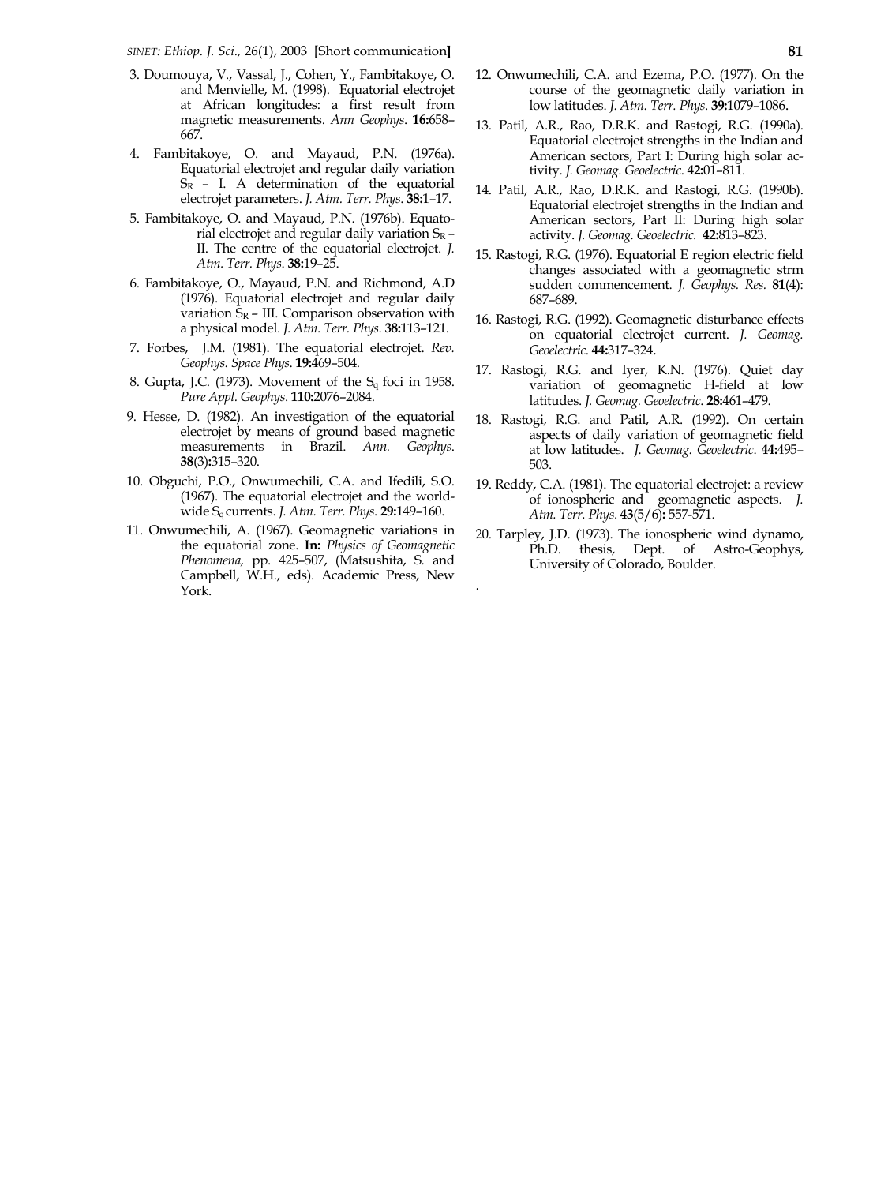3. Doumouya, V., Vassal, J., Cohen, Y., Fambitakoye, O. and Menvielle, M. (1998). Equatorial electrojet at African longitudes: a first result from magnetic measurements. *Ann Geophys*. **16:**658–667.

4. Fambitakoye, O. and Mayaud, P.N. (1976a). Equatorial electrojet and regular daily variation $S_R$ – I. A determination of the equatorial electrojet parameters. *J. Atm. Terr. Phys*. **38:**1–17.

5. Fambitakoye, O. and Mayaud, P.N. (1976b). Equatorial electrojet and regular daily variation $S_R$ – II. The centre of the equatorial electrojet. *J. Atm. Terr. Phys*. **38:**19–25.

6. Fambitakoye, O., Mayaud, P.N. and Richmond, A.D (1976). Equatorial electrojet and regular daily variation $S_R$ – III. Comparison observation with a physical model. *J. Atm. Terr. Phys*. **38:**113–121.

7. Forbes, J.M. (1981). The equatorial electrojet. *Rev. Geophys. Space Phys*. **19:**469–504.

8. Gupta, J.C. (1973). Movement of the $S_q$ foci in 1958. *Pure Appl. Geophys*. **110:**2076–2084.

9. Hesse, D. (1982). An investigation of the equatorial electrojet by means of ground based magnetic measurements in Brazil. *Ann. Geophys*. **38**(3)**:**315–320.

10. Obguchi, P.O., Onwumechili, C.A. and Ifedili, S.O. (1967). The equatorial electrojet and the world-wide $S_q$ currents. *J. Atm. Terr. Phys*. **29:**149–160.

11. Onwumechili, A. (1967). Geomagnetic variations in the equatorial zone. **In:** *Physics of Geomagnetic Phenomena,* pp. 425–507, (Matsushita, S. and Campbell, W.H., eds). Academic Press, New York.

12. Onwumechili, C.A. and Ezema, P.O. (1977). On the course of the geomagnetic daily variation in low latitudes. *J. Atm. Terr. Phys*. **39:**1079–1086.

13. Patil, A.R., Rao, D.R.K. and Rastogi, R.G. (1990a). Equatorial electrojet strengths in the Indian and American sectors, Part I: During high solar activity. *J. Geomag. Geoelectric*. **42:**01–811.

14. Patil, A.R., Rao, D.R.K. and Rastogi, R.G. (1990b). Equatorial electrojet strengths in the Indian and American sectors, Part II: During high solar activity. *J. Geomag. Geoelectric.* **42:**813–823.

15. Rastogi, R.G. (1976). Equatorial E region electric field changes associated with a geomagnetic strm sudden commencement. *J. Geophys. Res.* **81**(4): 687–689.

16. Rastogi, R.G. (1992). Geomagnetic disturbance effects on equatorial electrojet current. *J. Geomag. Geoelectric*. **44:**317–324.

17. Rastogi, R.G. and Iyer, K.N. (1976). Quiet day variation of geomagnetic H-field at low latitudes. *J. Geomag. Geoelectric*. **28:**461–479.

18. Rastogi, R.G. and Patil, A.R. (1992). On certain aspects of daily variation of geomagnetic field at low latitudes. *J. Geomag. Geoelectric*. **44:**495–503.

19. Reddy, C.A. (1981). The equatorial electrojet: a review of ionospheric and geomagnetic aspects. *J. Atm. Terr. Phys*. **43**(5/6)**:** 557-571.

20. Tarpley, J.D. (1973). The ionospheric wind dynamo, Ph.D. thesis, Dept. of Astro-Geophys, University of Colorado, Boulder.